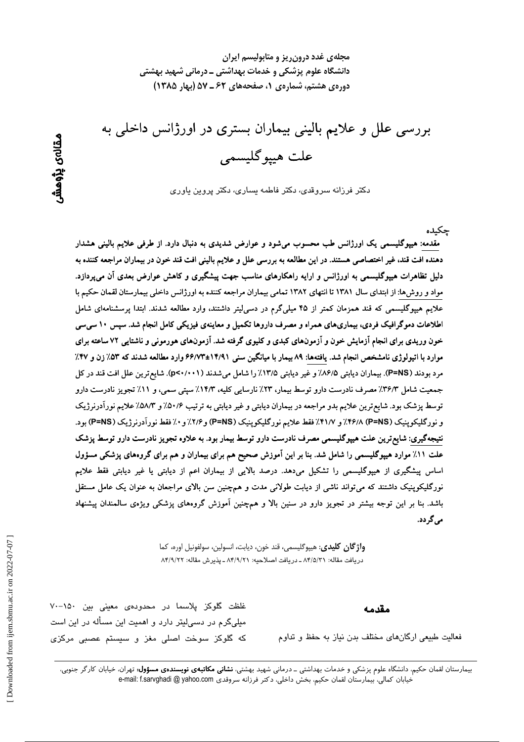# بررسی علل و علایم بالینی بیماران بستری در اورژانس داخلی به علت هیپوگلیسمی

مقاله‌ی پژوهشی

دکتر فرزانه سروقدی، دکتر فاطمه یساری، دکتر پروین یاوری

## چکیده

**مقدمه:** هیپوگلیسمی یک اورژانس طب محسوب می‌شود و عوارض شدیدی به دنبال دارد. از طرفی علایم بالینی هشدار دهنده افت قند، غیر اختصاصی هستند. در این مطالعه به بررسی علل و علایم بالینی افت قند خون در بیماران مراجعه کننده به دلیل تظاهرات هیپوگلیسمی به اورژانس و ارایه راهکارهای مناسب جهت پیشگیری و کاهش عوارض بعدی آن می‌پردازد. **مواد و روش‌ها:** از ابتدای سال ۱۳۸۱ تا انتهای ۱۳۸۲ تمامی بیماران مراجعه کننده به اورژانس داخلی بیمارستان لقمان حکیم با علایم هیپوگلیسمی که قند همزمان کمتر از ۴۵ میلی‌گرم در دسی‌لیتر داشتند، وارد مطالعه شدند. ابتدا پرسشنامه‌ای شامل اطلاعات دموگرافیک فردی، بیماری‌های همراه و مصرف داروها تکمیل و معاینه‌ی فیزیکی کامل انجام شد. سپس ۱۰ سی‌سی خون وریدی برای انجام آزمایش خون و آزمون‌های کبدی و کلیوی گرفته شد. آزمون‌های هورمونی و ناشتایی ۷۲ ساعته برای موارد با اتیولوژی نامشخص انجام شد. **یافته‌ها:** ۸۹ بیمار با میانگین سنی ۱۴/۹۱±۶۶/۷۳ وارد مطالعه شدند که ۵۳٪ زن و ۴۷٪ مرد بودند (P=NS). بیماران دیابتی ۸۶/۵٪ و غیر دیابتی ۱۳/۵٪ را شامل می‌شدند (p<۰/۰۰۱). شایع‌ترین علل افت قند در کل جمعیت شامل ۳۶/۳٪ مصرف نادرست دارو توسط بیمار، ۲۳٪ نارسایی کلیه، ۱۴/۳٪ سپتی سمی، و ۱۱٪ تجویز نادرست دارو توسط پزشک بود. شایع‌ترین علایم بدو مراجعه در بیماران دیابتی و غیر دیابتی به ترتیب ۵۰/۶٪ و ۵۸/۳٪ علایم نورآدرنرژیک و نورگلیکوپنیک (P=NS) ۴۶/۸٪ و ۴۱/۷٪ فقط علایم نورگلیکوپنیک (P=NS) و ۲/۶٪ و ۰٪ فقط نورآدرنرژیک (P=NS) بود. **نتیجه‌گیری:** شایع‌ترین علت هیپوگلیسمی مصرف نادرست دارو توسط بیمار بود. به علاوه تجویز نادرست دارو توسط پزشک علت ۱۱٪ موارد هیپوگلیسمی را شامل شد. بنا بر این آموزش صحیح هم برای بیماران و هم برای گروه‌های پزشکی مسؤول اساس پیشگیری از هیپوگلیسمی را تشکیل می‌دهد. درصد بالایی از بیماران اعم از دیابتی یا غیر دیابتی فقط علایم نورگلیکوپنیک داشتند که می‌تواند ناشی از دیابت طولانی مدت و هم‌چنین سن بالای مراجعان به عنوان یک عامل مستقل باشد. بنا بر این توجه بیشتر در تجویز دارو در سنین بالا و هم‌چنین آموزش گروه‌های پزشکی ویژه‌ی سالمندان پیشنهاد می‌گردد.

**واژگان کلیدی:** هیپوگلیسمی، قند خون، دیابت، انسولین، سولفونیل اوره، کما

دریافت مقاله: ۸۴/۵/۳۱ ـ دریافت اصلاحیه: ۸۴/۹/۲۱ ـ پذیرش مقاله: ۸۴/۹/۲۲

## مقدمه

فعالیت طبیعی ارگان‌های مختلف بدن نیاز به حفظ و تداوم غلظت گلوکز پلاسما در محدوده‌ی معینی بین ۱۵۰-۷۰ میلی‌گرم در دسی‌لیتر دارد و اهمیت این مسأله در این است که گلوکز سوخت اصلی مغز و سیستم عصبی مرکزی

---

بیمارستان لقمان حکیم، دانشگاه علوم پزشکی و خدمات بهداشتی ـ درمانی شهید بهشتی، **نشانی مکاتبه‌ی نویسنده‌ی مسؤول:** تهران، خیابان کارگر جنوبی، خیابان کمالی، بیمارستان لقمان حکیم، بخش داخلی، دکتر فرزانه سروقدی e-mail: f.sarvghadi @ yahoo.com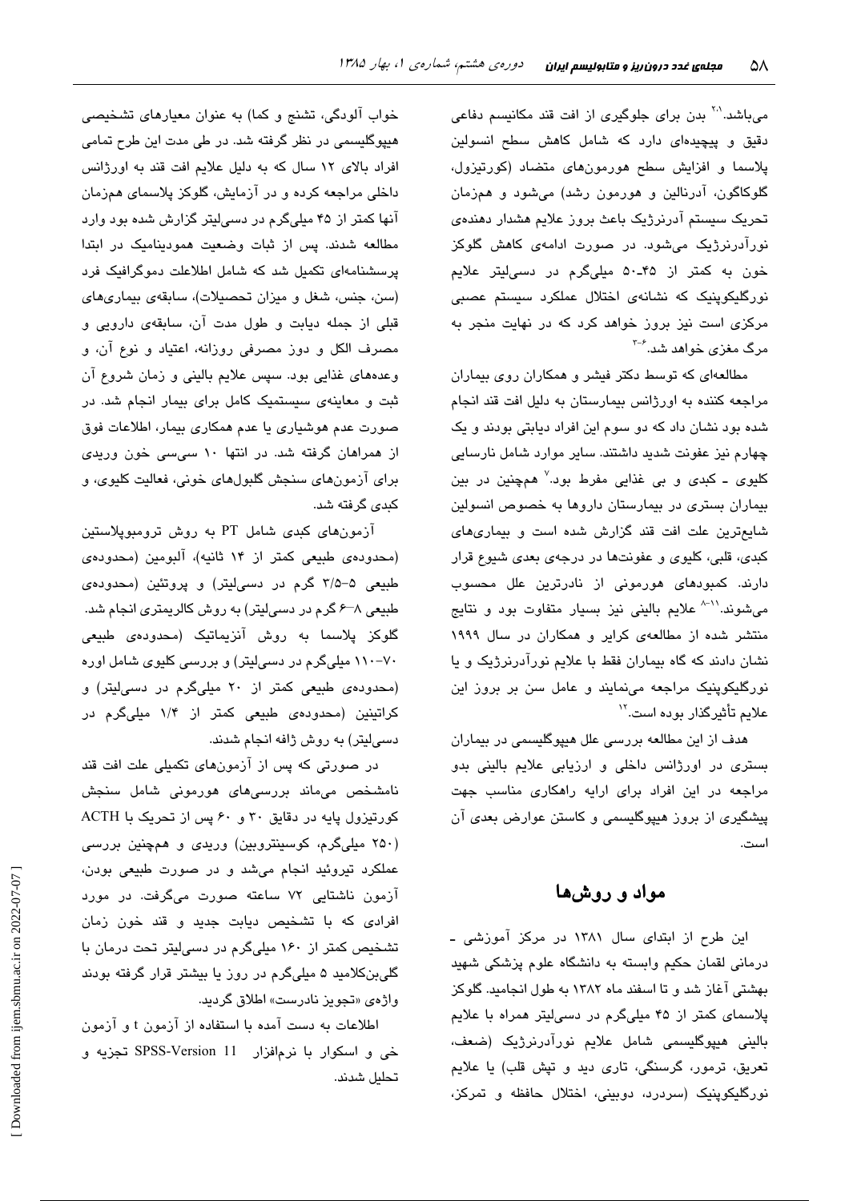می‌باشد.[۲،۱] بدن برای جلوگیری از افت قند مکانیسم دفاعی دقیق و پیچیده‌ای دارد که شامل کاهش سطح انسولین پلاسما و افزایش سطح هورمون‌های متضاد (کورتیزول، گلوکاگون، آدرنالین و هورمون رشد) می‌شود و همزمان تحریک سیستم آدرنرژیک باعث بروز علایم هشدار دهنده‌ی نورآدرنرژیک می‌شود. در صورت ادامه‌ی کاهش گلوکز خون به کمتر از ۴۵-۵۰ میلی‌گرم در دسی‌لیتر علایم نورگلیکوپنیک که نشانه‌ی اختلال عملکرد سیستم عصبی مرکزی است نیز بروز خواهد کرد که در نهایت منجر به مرگ مغزی خواهد شد.[۳-۶]

مطالعه‌ای که توسط دکتر فیشر و همکاران روی بیماران مراجعه کننده به اورژانس بیمارستان به دلیل افت قند انجام شده بود نشان داد که دو سوم این افراد دیابتی بودند و یک چهارم نیز عفونت شدید داشتند. سایر موارد شامل نارسایی کلیوی ـ کبدی و بی غذایی مفرط بود.[۷] همچنین در بین بیماران بستری در بیمارستان داروها به خصوص انسولین شایع‌ترین علت افت قند گزارش شده است و بیماری‌های کبدی، قلبی، کلیوی و عفونت‌ها در درجه‌ی بعدی شیوع قرار دارند. کمبودهای هورمونی از نادرترین علل محسوب می‌شوند.[۸-۱۱] علایم بالینی نیز بسیار متفاوت بود و نتایج منتشر شده از مطالعه‌ی کرایر و همکاران در سال ۱۹۹۹ نشان دادند که گاه بیماران فقط با علایم نورآدرنرژیک و یا نورگلیکوپنیک مراجعه می‌نمایند و عامل سن بر بروز این علایم تأثیرگذار بوده است.[۱۲]

هدف از این مطالعه بررسی علل هیپوگلیسمی در بیماران بستری در اورژانس داخلی و ارزیابی علایم بالینی بدو مراجعه در این افراد برای ارایه راهکاری مناسب جهت پیشگیری از بروز هیپوگلیسمی و کاستن عوارض بعدی آن است.

## مواد و روش‌ها

این طرح از ابتدای سال ۱۳۸۱ در مرکز آموزشی ـ درمانی لقمان حکیم وابسته به دانشگاه علوم پزشکی شهید بهشتی آغاز شد و تا اسفند ماه ۱۳۸۲ به طول انجامید. گلوکز پلاسمای کمتر از ۴۵ میلی‌گرم در دسی‌لیتر همراه با علایم بالینی هیپوگلیسمی شامل علایم نورآدرنرژیک (ضعف، تعریق، ترمور، گرسنگی، تاری دید و تپش قلب) یا علایم نورگلیکوپنیک (سردرد، دوبینی، اختلال حافظه و تمرکز، خواب آلودگی، تشنج و کما) به عنوان معیارهای تشخیصی هیپوگلیسمی در نظر گرفته شد. در طی مدت این طرح تمامی افراد بالای ۱۲ سال که به دلیل علایم افت قند به اورژانس داخلی مراجعه کرده و در آزمایش، گلوکز پلاسمای همزمان آنها کمتر از ۴۵ میلی‌گرم در دسی‌لیتر گزارش شده بود وارد مطالعه شدند. پس از ثبات وضعیت همودینامیک در ابتدا پرسشنامه‌ای تکمیل شد که شامل اطلاعات دموگرافیک فرد (سن، جنس، شغل و میزان تحصیلات)، سابقه‌ی بیماری‌های قبلی از جمله دیابت و طول مدت آن، سابقه‌ی دارویی و مصرف الکل و دوز مصرفی روزانه، اعتیاد و نوع آن، و وعده‌های غذایی بود. سپس علایم بالینی و زمان شروع آن ثبت و معاینه‌ی سیستمیک کامل برای بیمار انجام شد. در صورت عدم هوشیاری یا عدم همکاری بیمار، اطلاعات فوق از همراهان گرفته شد. در انتها ۱۰ سی‌سی خون وریدی برای آزمون‌های سنجش گلبول‌های خونی، فعالیت کلیوی، و کبدی گرفته شد.

آزمون‌های کبدی شامل PT به روش ترومبوپلاستین (محدوده‌ی طبیعی کمتر از ۱۴ ثانیه)، آلبومین (محدوده‌ی طبیعی ۵-۳/۵ گرم در دسی‌لیتر) و پروتئین (محدوده‌ی طبیعی ۸-۶ گرم در دسی‌لیتر) به روش کالریمتری انجام شد. گلوکز پلاسما به روش آنزیماتیک (محدوده‌ی طبیعی ۷۰-۱۱۰ میلی‌گرم در دسی‌لیتر) و بررسی کلیوی شامل اوره (محدوده‌ی طبیعی کمتر از ۲۰ میلی‌گرم در دسی‌لیتر) و کراتینین (محدوده‌ی طبیعی کمتر از ۱/۴ میلی‌گرم در دسی‌لیتر) به روش ژافه انجام شدند.

در صورتی که پس از آزمون‌های تکمیلی علت افت قند نامشخص می‌ماند بررسی‌های هورمونی شامل سنجش کورتیزول پایه در دقایق ۳۰ و ۶۰ پس از تحریک با ACTH (۲۵۰ میلی‌گرم، کوسینتروبین) وریدی و همچنین بررسی عملکرد تیروئید انجام می‌شد و در صورت طبیعی بودن، آزمون ناشتایی ۷۲ ساعته صورت می‌گرفت. در مورد افرادی که با تشخیص دیابت جدید و قند خون زمان تشخیص کمتر از ۱۶۰ میلی‌گرم در دسی‌لیتر تحت درمان با گلی‌بن‌کلامید ۵ میلی‌گرم در روز یا بیشتر قرار گرفته بودند واژه‌ی «تجویز نادرست» اطلاق گردید.

اطلاعات به دست آمده با استفاده از آزمون t و آزمون خی و اسکوار با نرم‌افزار SPSS-Version 11 تجزیه و تحلیل شدند.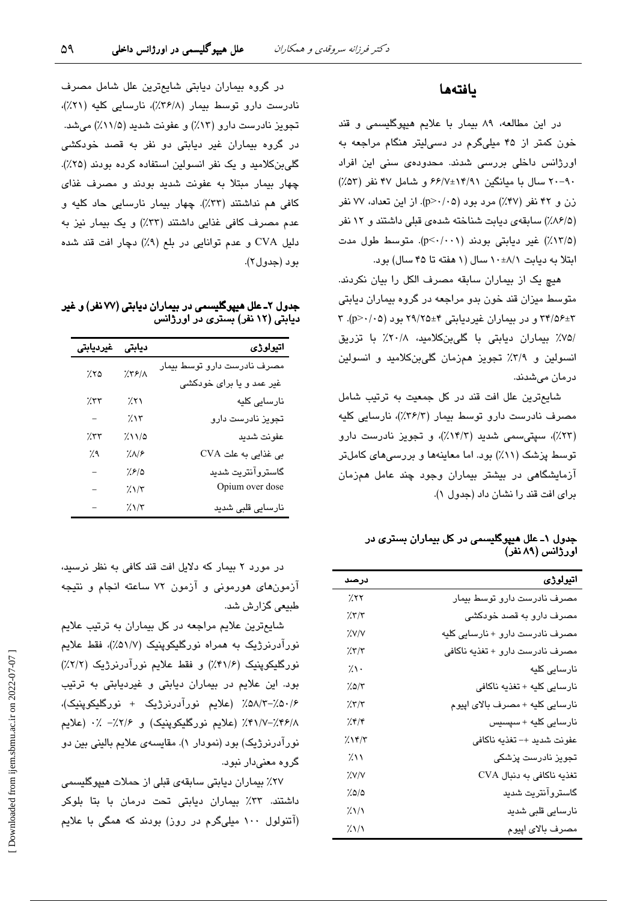## یافته‌ها

در این مطالعه، ۸۹ بیمار با علایم هیپوگلیسمی و قند خون کمتر از ۴۵ میلی‌گرم در دسی‌لیتر هنگام مراجعه به اورژانس داخلی بررسی شدند. محدوده‌ی سنی این افراد ۹۰-۲۰ سال با میانگین ۱۴/۹۱±۶۶/۷ و شامل ۴۷ نفر (۵۳٪) زن و ۴۲ نفر (۴۷٪) مرد بود (p>۰/۰۵). از این تعداد، ۷۷ نفر (۸۶/۵٪) سابقه‌ی دیابت شناخته شده‌ی قبلی داشتند و ۱۲ نفر (۱۳/۵٪) غیر دیابتی بودند (p<۰/۰۰۱). متوسط طول مدت ابتلا به دیابت ۸/۱±۱۰ سال (۱ هفته تا ۴۵ سال) بود.

هیچ یک از بیماران سابقه مصرف الکل را بیان نکردند. متوسط میزان قند خون بدو مراجعه در گروه بیماران دیابتی ۳±۳۴/۵۶ و در بیماران غیردیابتی ۴±۲۹/۲۵ بود (p>۰/۰۵). ۳/۷۵٪ بیماران دیابتی با گلی‌بن‌کلامید، ۲۰/۸٪ با تزریق انسولین و ۳/۹٪ تجویز هم‌زمان گلی‌بن‌کلامید و انسولین درمان می‌شدند.

شایع‌ترین علل افت قند در کل جمعیت به ترتیب شامل مصرف نادرست دارو توسط بیمار (۳۶/۳٪)، نارسایی کلیه (۲۳٪)، سپتی‌سمی شدید (۱۴/۳٪)، و تجویز نادرست دارو توسط پزشک (۱۱٪) بود. اما معاینه‌ها و بررسی‌های کامل‌تر آزمایشگاهی در بیشتر بیماران وجود چند عامل همزمان برای افت قند را نشان داد (جدول ۱).

**جدول ۱- علل هیپوگلیسمی در کل بیماران بستری در اورژانس (۸۹ نفر)**

| اتیولوژی | درصد |
|---|---|
| مصرف نادرست دارو توسط بیمار | ۲۲٪ |
| مصرف دارو به قصد خودکشی | ۳/۳٪ |
| مصرف نادرست دارو + نارسایی کلیه | ۷/۷٪ |
| مصرف نادرست دارو + تغذیه ناکافی | ۳/۳٪ |
| نارسایی کلیه | ۱۰٪ |
| نارسایی کلیه + تغذیه ناکافی | ۵/۳٪ |
| نارسایی کلیه + مصرف بالای اپیوم | ۳/۳٪ |
| نارسایی کلیه + سپسیس | ۴/۴٪ |
| عفونت شدید +- تغذیه ناکافی | ۱۴/۳٪ |
| تجویز نادرست پزشکی | ۱۱٪ |
| تغذیه ناکافی به دنبال CVA | ۷/۷٪ |
| گاستروآنتریت شدید | ۵/۵٪ |
| نارسایی قلبی شدید | ۱/۱٪ |
| مصرف بالای اپیوم | ۱/۱٪ |

در گروه بیماران دیابتی شایع‌ترین علل شامل مصرف نادرست دارو توسط بیمار (۳۶/۸٪)، نارسایی کلیه (۲۱٪)، تجویز نادرست دارو (۱۳٪) و عفونت شدید (۱۱/۵٪) می‌شد. در گروه بیماران غیر دیابتی دو نفر به قصد خودکشی گلی‌بن‌کلامید و یک نفر انسولین استفاده کرده بودند (۲۵٪). چهار بیمار مبتلا به عفونت شدید بودند و مصرف غذای کافی هم نداشتند (۳۳٪). چهار بیمار نارسایی حاد کلیه و عدم مصرف کافی غذایی داشتند (۳۳٪) و یک بیمار نیز به دلیل CVA و عدم توانایی در بلع (۹٪) دچار افت قند شده بود (جدول۲).

**جدول ۲- علل هیپوگلیسمی در بیماران دیابتی (۷۷ نفر) و غیر دیابتی (۱۲ نفر) بستری در اورژانس**

| اتیولوژی | دیابتی | غیردیابتی |
|---|---|---|
| مصرف نادرست دارو توسط بیمار غیر عمد و یا برای خودکشی | ۳۶/۸٪ | ۲۵٪ |
| نارسایی کلیه | ۲۱٪ | ۳۳٪ |
| تجویز نادرست دارو | ۱۳٪ | - |
| عفونت شدید | ۱۱/۵٪ | ۳۳٪ |
| بی غذایی به علت CVA | ۸/۶٪ | ۹٪ |
| گاستروآنتریت شدید | ۶/۵٪ | - |
| Opium over dose | ۱/۳٪ | - |
| نارسایی قلبی شدید | ۱/۳٪ | - |

در مورد ۲ بیمار که دلایل افت قند کافی به نظر نرسید، آزمون‌های هورمونی و آزمون ۷۲ ساعته انجام و نتیجه طبیعی گزارش شد.

شایع‌ترین علایم مراجعه در کل بیماران به ترتیب علایم نورآدرنرژیک به همراه نورگلیکوپنیک (۵۱/۷٪)، فقط علایم نورگلیکوپنیک (۴۱/۶٪) و فقط علایم نورآدرنرژیک (۲/۲٪) بود. این علایم در بیماران دیابتی و غیردیابتی به ترتیب ۵۰/۶٪-۵۸/۳٪ (علایم نورآدرنرژیک + نورگلیکوپنیک)، ۴۶/۸٪-۴۱/۷٪ (علایم نورگلیکوپنیک) و ۲/۶٪- ۰٪ (علایم نورآدرنرژیک) بود (نمودار ۱). مقایسه‌ی علایم بالینی بین دو گروه معنی‌دار نبود.

۲۷٪ بیماران دیابتی سابقه‌ی قبلی از حملات هیپوگلیسمی داشتند. ۳۳٪ بیماران دیابتی تحت درمان با بتا بلوکر (آتنولول ۱۰۰ میلی‌گرم در روز) بودند که همگی با علایم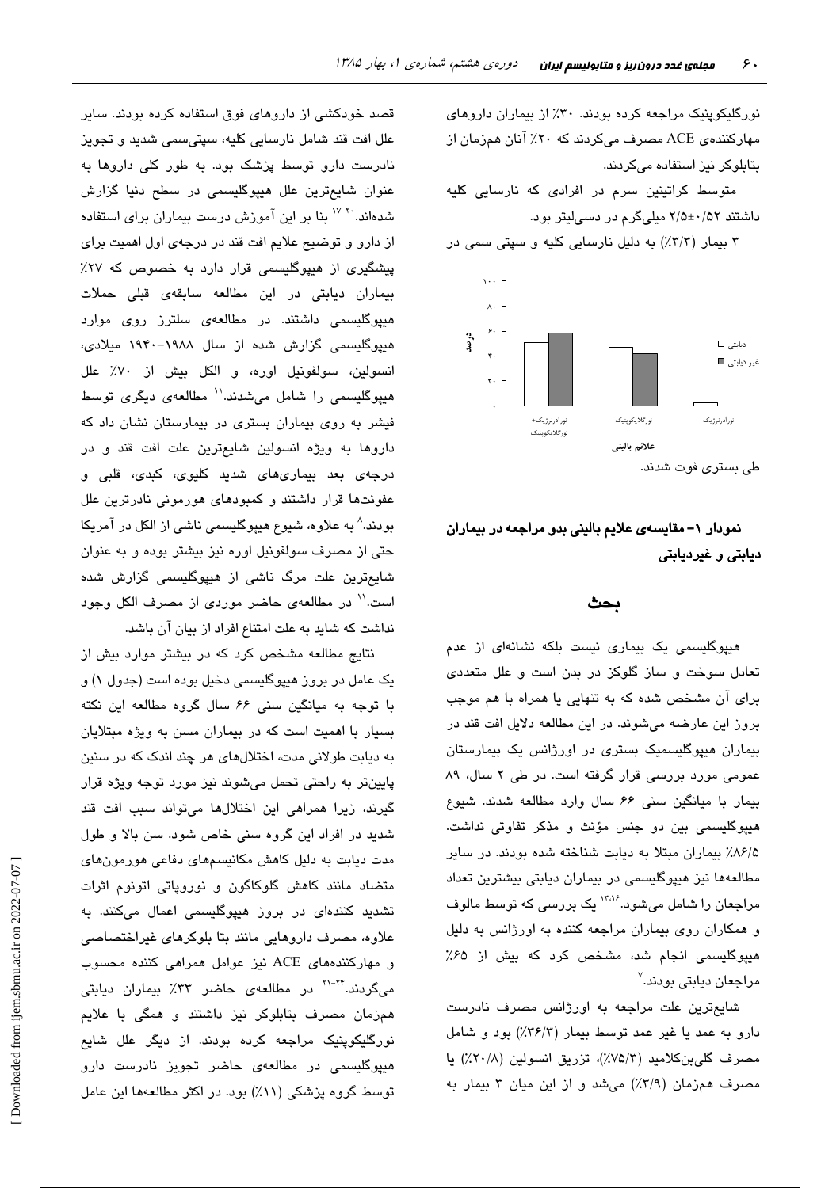نورگلیکوپنیک مراجعه کرده بودند. ۳۰٪ از بیماران داروهای مهارکننده‌ی ACE مصرف می‌کردند که ۲۰٪ آنان همزمان از بتابلوکر نیز استفاده می‌کردند.

متوسط کراتینین سرم در افرادی که نارسایی کلیه داشتند ۲/۵±۰/۵۲ میلی‌گرم در دسی‌لیتر بود.

۳ بیمار (۳/۳٪) به دلیل نارسایی کلیه و سپتی سمی در طی بستری فوت شدند.

**نمودار ۱- مقایسه‌ی علایم بالینی بدو مراجعه در بیماران دیابتی و غیردیابتی**

## بحث

هیپوگلیسمی یک بیماری نیست بلکه نشانه‌ای از عدم تعادل سوخت و ساز گلوکز در بدن است و علل متعددی برای آن مشخص شده که به تنهایی یا همراه با هم موجب بروز این عارضه می‌شوند. در این مطالعه دلایل افت قند در بیماران هیپوگلیسمیک بستری در اورژانس یک بیمارستان عمومی مورد بررسی قرار گرفته است. در طی ۲ سال، ۸۹ بیمار با میانگین سنی ۶۶ سال وارد مطالعه شدند. شیوع هیپوگلیسمی بین دو جنس مؤنث و مذکر تفاوتی نداشت. ۸۶/۵٪ بیماران مبتلا به دیابت شناخته شده بودند. در سایر مطالعه‌ها نیز هیپوگلیسمی در بیماران دیابتی بیشترین تعداد مراجعان را شامل می‌شود.[۱۳،۱۶] یک بررسی که توسط مالوف و همکاران روی بیماران مراجعه کننده به اورژانس به دلیل هیپوگلیسمی انجام شد، مشخص کرد که بیش از ۶۵٪ مراجعان دیابتی بودند.[۷]

شایع‌ترین علت مراجعه به اورژانس مصرف نادرست دارو به عمد یا غیر عمد توسط بیمار (۳۶/۳٪) بود و شامل مصرف گلی‌بن‌کلامید (۷۵/۳٪)، تزریق انسولین (۲۰/۸٪) یا مصرف همزمان (۳/۹٪) می‌شد و از این میان ۳ بیمار به قصد خودکشی از داروهای فوق استفاده کرده بودند. سایر علل افت قند شامل نارسایی کلیه، سپتی‌سمی شدید و تجویز نادرست دارو توسط پزشک بود. به طور کلی داروها به عنوان شایع‌ترین علل هیپوگلیسمی در سطح دنیا گزارش شده‌اند.[۱۷-۲۰] بنا بر این آموزش درست بیماران برای استفاده از دارو و توضیح علایم افت قند در درجه‌ی اول اهمیت برای پیشگیری از هیپوگلیسمی قرار دارد به خصوص که ۲۷٪ بیماران دیابتی در این مطالعه سابقه‌ی قبلی حملات هیپوگلیسمی داشتند. در مطالعه‌ی سلترز روی موارد هیپوگلیسمی گزارش شده از سال ۱۹۸۸-۱۹۴۰ میلادی، انسولین، سولفونیل اوره، و الکل بیش از ۷۰٪ علل هیپوگلیسمی را شامل می‌شدند.[۱۱] مطالعه‌ی دیگری توسط فیشر به روی بیماران بستری در بیمارستان نشان داد که داروها به ویژه انسولین شایع‌ترین علت افت قند و در درجه‌ی بعد بیماری‌های شدید کلیوی، کبدی، قلبی و عفونت‌ها قرار داشتند و کمبودهای هورمونی نادرترین علل بودند.[۸] به علاوه، شیوع هیپوگلیسمی ناشی از الکل در آمریکا حتی از مصرف سولفونیل اوره نیز بیشتر بوده و به عنوان شایع‌ترین علت مرگ ناشی از هیپوگلیسمی گزارش شده است.[۱۱] در مطالعه‌ی حاضر موردی از مصرف الکل وجود نداشت که شاید به علت امتناع افراد از بیان آن باشد.

نتایج مطالعه مشخص کرد که در بیشتر موارد بیش از یک عامل در بروز هیپوگلیسمی دخیل بوده است (جدول ۱) و با توجه به میانگین سنی ۶۶ سال گروه مطالعه این نکته بسیار با اهمیت است که در بیماران مسن به ویژه مبتلایان به دیابت طولانی مدت، اختلال‌های هر چند اندک که در سنین پایین‌تر به راحتی تحمل می‌شوند نیز مورد توجه ویژه قرار گیرند، زیرا همراهی این اختلال‌ها می‌تواند سبب افت قند شدید در افراد این گروه سنی خاص شود. سن بالا و طول مدت دیابت به دلیل کاهش مکانیسم‌های دفاعی هورمون‌های متضاد مانند کاهش گلوکاگون و نوروپاتی اتونوم اثرات تشدید کننده‌ای در بروز هیپوگلیسمی اعمال می‌کنند. به علاوه، مصرف داروهایی مانند بتا بلوکرهای غیراختصاصی و مهارکننده‌های ACE نیز عوامل همراهی کننده محسوب می‌گردند.[۲۱-۲۴] در مطالعه‌ی حاضر ۳۳٪ بیماران دیابتی همزمان مصرف بتابلوکر نیز داشتند و همگی با علایم نورگلیکوپنیک مراجعه کرده بودند. از دیگر علل شایع هیپوگلیسمی در مطالعه‌ی حاضر تجویز نادرست دارو توسط گروه پزشکی (۱۱٪) بود. در اکثر مطالعه‌ها این عامل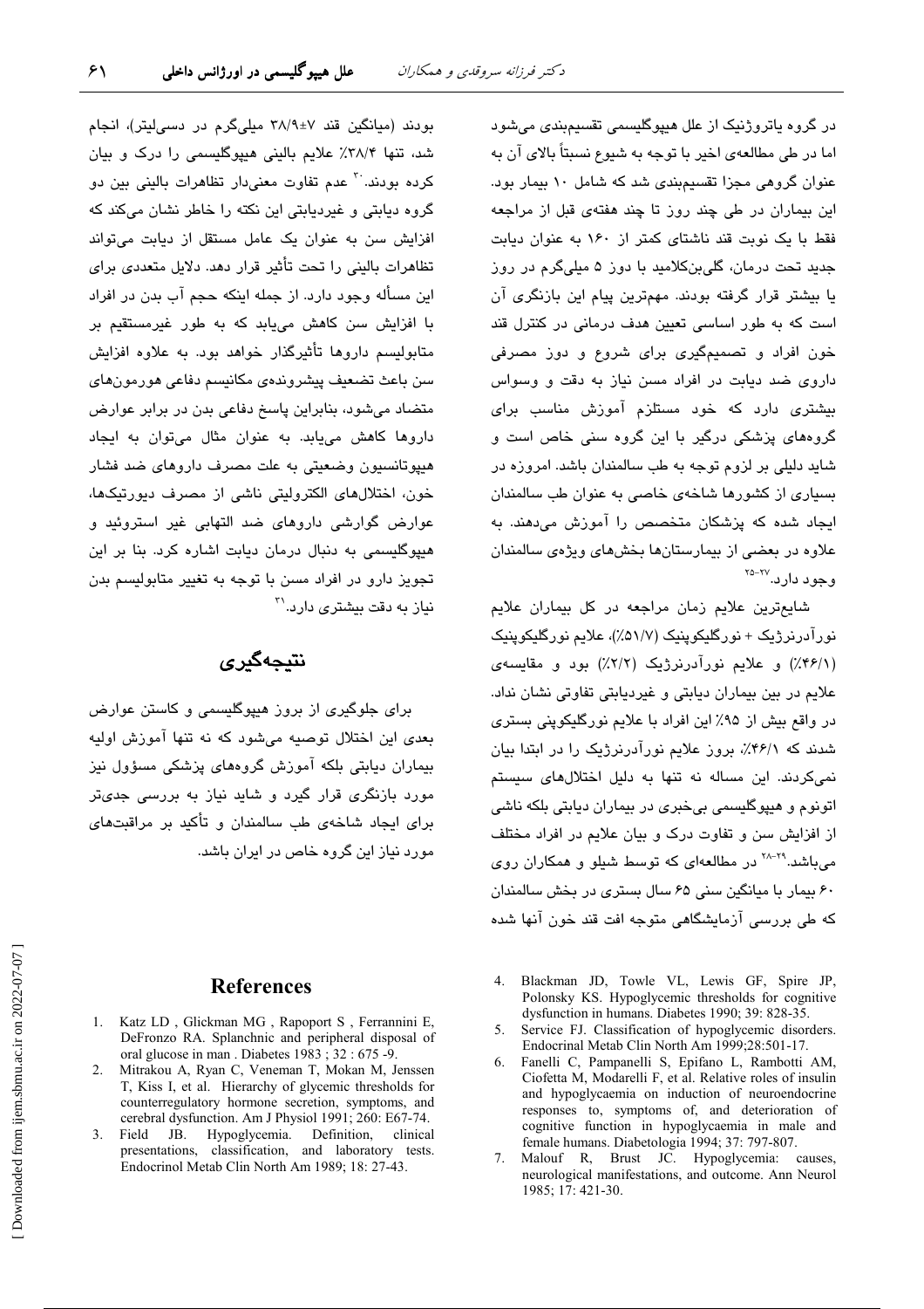در گروه یاتروژنیک از علل هیپوگلیسمی تقسیم‌بندی می‌شود اما در طی مطالعه‌ی اخیر با توجه به شیوع نسبتاً بالای آن به عنوان گروهی مجزا تقسیم‌بندی شد که شامل ۱۰ بیمار بود. این بیماران در طی چند روز تا چند هفته‌ی قبل از مراجعه فقط با یک نوبت قند ناشتای کمتر از ۱۶۰ به عنوان دیابت جدید تحت درمان، گلی‌بن‌کلامید با دوز ۵ میلی‌گرم در روز یا بیشتر قرار گرفته بودند. مهم‌ترین پیام این بازنگری آن است که به طور اساسی تعیین هدف درمانی در کنترل قند خون افراد و تصمیم‌گیری برای شروع و دوز مصرفی داروی ضد دیابت در افراد مسن نیاز به دقت و وسواس بیشتری دارد که خود مستلزم آموزش مناسب برای گروه‌های پزشکی درگیر با این گروه سنی خاص است و شاید دلیلی بر لزوم توجه به طب سالمندان باشد. امروزه در بسیاری از کشورها شاخه‌ی خاصی به عنوان طب سالمندان ایجاد شده که پزشکان متخصص را آموزش می‌دهند. به علاوه در بعضی از بیمارستان‌ها بخش‌های ویژه‌ی سالمندان وجود دارد.[25-27]

شایع‌ترین علایم زمان مراجعه در کل بیماران علایم نورآدرنرژیک + نورگلیکوپنیک (۵۱/۷٪)، علایم نورگلیکوپنیک (۴۶/۱٪) و علایم نورآدرنرژیک (۲/۲٪) بود و مقایسه‌ی علایم در بین بیماران دیابتی و غیردیابتی تفاوتی نشان نداد. در واقع بیش از ۹۵٪ این افراد با علایم نورگلیکوپنی بستری شدند که ۴۶/۱٪، بروز علایم نورآدرنرژیک را در ابتدا بیان نمی‌کردند. این مساله نه تنها به دلیل اختلال‌های سیستم اتونوم و هیپوگلیسمی بی‌خبری در بیماران دیابتی بلکه ناشی از افزایش سن و تفاوت درک و بیان علایم در افراد مختلف می‌باشد.[28-29] در مطالعه‌ای که توسط شیلو و همکاران روی ۶۰ بیمار با میانگین سنی ۶۵ سال بستری در بخش سالمندان که طی بررسی آزمایشگاهی متوجه افت قند خون آنها شده بودند (میانگین قند ۳۸/۹±۷ میلی‌گرم در دسی‌لیتر)، انجام شد، تنها ۳۸/۴٪ علایم بالینی هیپوگلیسمی را درک و بیان کرده بودند.[30] عدم تفاوت معنی‌دار تظاهرات بالینی بین دو گروه دیابتی و غیردیابتی این نکته را خاطر نشان می‌کند که افزایش سن به عنوان یک عامل مستقل از دیابت می‌تواند تظاهرات بالینی را تحت تأثیر قرار دهد. دلایل متعددی برای این مسأله وجود دارد. از جمله اینکه حجم آب بدن در افراد با افزایش سن کاهش می‌یابد که به طور غیرمستقیم بر متابولیسم داروها تأثیرگذار خواهد بود. به علاوه افزایش سن باعث تضعیف پیشرونده‌ی مکانیسم دفاعی هورمون‌های متضاد می‌شود، بنابراین پاسخ دفاعی بدن در برابر عوارض داروها کاهش می‌یابد. به عنوان مثال می‌توان به ایجاد هیپوتانسیون وضعیتی به علت مصرف داروهای ضد فشار خون، اختلال‌های الکترولیتی ناشی از مصرف دیورتیک‌ها، عوارض گوارشی داروهای ضد التهابی غیر استروئید و هیپوگلیسمی به دنبال درمان دیابت اشاره کرد. بنا بر این تجویز دارو در افراد مسن با توجه به تغییر متابولیسم بدن نیاز به دقت بیشتری دارد.[31]

## نتیجه‌گیری

برای جلوگیری از بروز هیپوگلیسمی و کاستن عوارض بعدی این اختلال توصیه می‌شود که نه تنها آموزش اولیه بیماران دیابتی بلکه آموزش گروه‌های پزشکی مسؤول نیز مورد بازنگری قرار گیرد و شاید نیاز به بررسی جدی‌تر برای ایجاد شاخه‌ی طب سالمندان و تأکید بر مراقبت‌های مورد نیاز این گروه خاص در ایران باشد.

## References

1. Katz LD , Glickman MG , Rapoport S , Ferrannini E, DeFronzo RA. Splanchnic and peripheral disposal of oral glucose in man . Diabetes 1983 ; 32 : 675 -9.
2. Mitrakou A, Ryan C, Veneman T, Mokan M, Jenssen T, Kiss I, et al. Hierarchy of glycemic thresholds for counterregulatory hormone secretion, symptoms, and cerebral dysfunction. Am J Physiol 1991; 260: E67-74.
3. Field JB. Hypoglycemia. Definition, clinical presentations, classification, and laboratory tests. Endocrinol Metab Clin North Am 1989; 18: 27-43.
4. Blackman JD, Towle VL, Lewis GF, Spire JP, Polonsky KS. Hypoglycemic thresholds for cognitive dysfunction in humans. Diabetes 1990; 39: 828-35.
5. Service FJ. Classification of hypoglycemic disorders. Endocrinal Metab Clin North Am 1999;28:501-17.
6. Fanelli C, Pampanelli S, Epifano L, Rambotti AM, Ciofetta M, Modarelli F, et al. Relative roles of insulin and hypoglycaemia on induction of neuroendocrine responses to, symptoms of, and deterioration of cognitive function in hypoglycaemia in male and female humans. Diabetologia 1994; 37: 797-807.
7. Malouf R, Brust JC. Hypoglycemia: causes, neurological manifestations, and outcome. Ann Neurol 1985; 17: 421-30.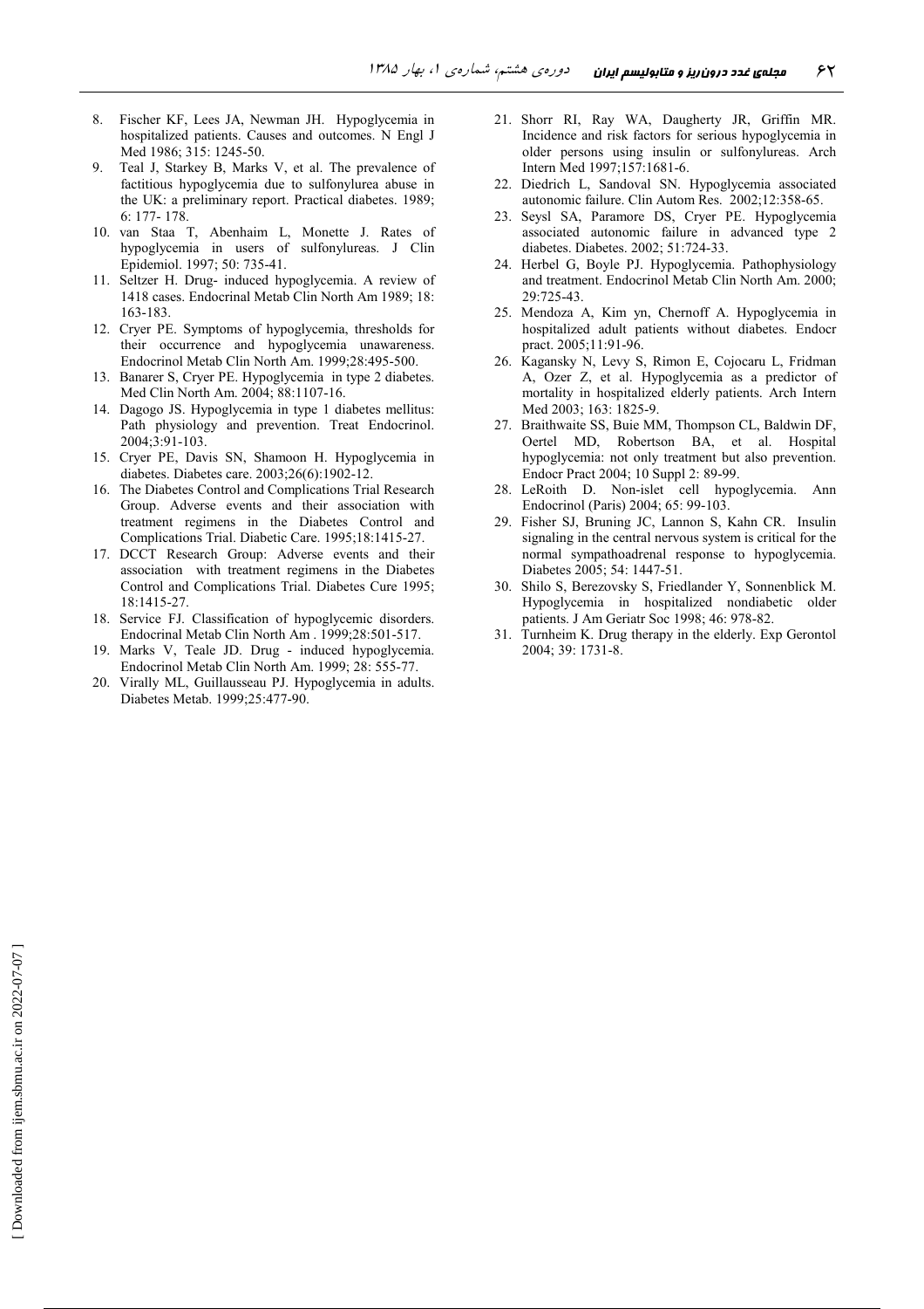8. Fischer KF, Lees JA, Newman JH. Hypoglycemia in hospitalized patients. Causes and outcomes. N Engl J Med 1986; 315: 1245-50.
9. Teal J, Starkey B, Marks V, et al. The prevalence of factitious hypoglycemia due to sulfonylurea abuse in the UK: a preliminary report. Practical diabetes. 1989; 6: 177- 178.
10. van Staa T, Abenhaim L, Monette J. Rates of hypoglycemia in users of sulfonylureas. J Clin Epidemiol. 1997; 50: 735-41.
11. Seltzer H. Drug- induced hypoglycemia. A review of 1418 cases. Endocrinal Metab Clin North Am 1989; 18: 163-183.
12. Cryer PE. Symptoms of hypoglycemia, thresholds for their occurrence and hypoglycemia unawareness. Endocrinol Metab Clin North Am. 1999;28:495-500.
13. Banarer S, Cryer PE. Hypoglycemia in type 2 diabetes. Med Clin North Am. 2004; 88:1107-16.
14. Dagogo JS. Hypoglycemia in type 1 diabetes mellitus: Path physiology and prevention. Treat Endocrinol. 2004;3:91-103.
15. Cryer PE, Davis SN, Shamoon H. Hypoglycemia in diabetes. Diabetes care. 2003;26(6):1902-12.
16. The Diabetes Control and Complications Trial Research Group. Adverse events and their association with treatment regimens in the Diabetes Control and Complications Trial. Diabetic Care. 1995;18:1415-27.
17. DCCT Research Group: Adverse events and their association with treatment regimens in the Diabetes Control and Complications Trial. Diabetes Cure 1995; 18:1415-27.
18. Service FJ. Classification of hypoglycemic disorders. Endocrinal Metab Clin North Am . 1999;28:501-517.
19. Marks V, Teale JD. Drug - induced hypoglycemia. Endocrinol Metab Clin North Am. 1999; 28: 555-77.
20. Virally ML, Guillausseau PJ. Hypoglycemia in adults. Diabetes Metab. 1999;25:477-90.
21. Shorr RI, Ray WA, Daugherty JR, Griffin MR. Incidence and risk factors for serious hypoglycemia in older persons using insulin or sulfonylureas. Arch Intern Med 1997;157:1681-6.
22. Diedrich L, Sandoval SN. Hypoglycemia associated autonomic failure. Clin Autom Res. 2002;12:358-65.
23. Seysl SA, Paramore DS, Cryer PE. Hypoglycemia associated autonomic failure in advanced type 2 diabetes. Diabetes. 2002; 51:724-33.
24. Herbel G, Boyle PJ. Hypoglycemia. Pathophysiology and treatment. Endocrinol Metab Clin North Am. 2000; 29:725-43.
25. Mendoza A, Kim yn, Chernoff A. Hypoglycemia in hospitalized adult patients without diabetes. Endocr pract. 2005;11:91-96.
26. Kagansky N, Levy S, Rimon E, Cojocaru L, Fridman A, Ozer Z, et al. Hypoglycemia as a predictor of mortality in hospitalized elderly patients. Arch Intern Med 2003; 163: 1825-9.
27. Braithwaite SS, Buie MM, Thompson CL, Baldwin DF, Oertel MD, Robertson BA, et al. Hospital hypoglycemia: not only treatment but also prevention. Endocr Pract 2004; 10 Suppl 2: 89-99.
28. LeRoith D. Non-islet cell hypoglycemia. Ann Endocrinol (Paris) 2004; 65: 99-103.
29. Fisher SJ, Bruning JC, Lannon S, Kahn CR. Insulin signaling in the central nervous system is critical for the normal sympathoadrenal response to hypoglycemia. Diabetes 2005; 54: 1447-51.
30. Shilo S, Berezovsky S, Friedlander Y, Sonnenblick M. Hypoglycemia in hospitalized nondiabetic older patients. J Am Geriatr Soc 1998; 46: 978-82.
31. Turnheim K. Drug therapy in the elderly. Exp Gerontol 2004; 39: 1731-8.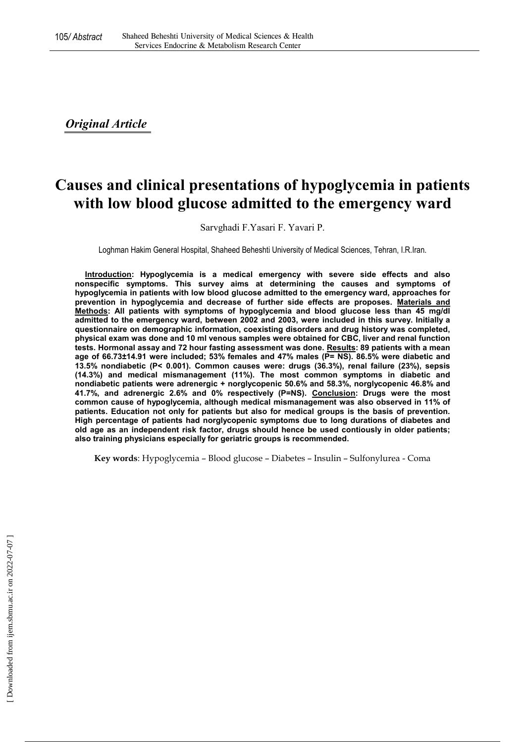*Original Article*

# Causes and clinical presentations of hypoglycemia in patients with low blood glucose admitted to the emergency ward

Sarvghadi F.Yasari F. Yavari P.

Loghman Hakim General Hospital, Shaheed Beheshti University of Medical Sciences, Tehran, I.R.Iran.

**Introduction: Hypoglycemia is a medical emergency with severe side effects and also nonspecific symptoms. This survey aims at determining the causes and symptoms of hypoglycemia in patients with low blood glucose admitted to the emergency ward, approaches for prevention in hypoglycemia and decrease of further side effects are proposes. Materials and Methods: All patients with symptoms of hypoglycemia and blood glucose less than 45 mg/dl admitted to the emergency ward, between 2002 and 2003, were included in this survey. Initially a questionnaire on demographic information, coexisting disorders and drug history was completed, physical exam was done and 10 ml venous samples were obtained for CBC, liver and renal function tests. Hormonal assay and 72 hour fasting assessment was done. Results: 89 patients with a mean age of 66.73±14.91 were included; 53% females and 47% males (P= NS). 86.5% were diabetic and 13.5% nondiabetic (P< 0.001). Common causes were: drugs (36.3%), renal failure (23%), sepsis (14.3%) and medical mismanagement (11%). The most common symptoms in diabetic and nondiabetic patients were adrenergic + norglycopenic 50.6% and 58.3%, norglycopenic 46.8% and 41.7%, and adrenergic 2.6% and 0% respectively (P=NS). Conclusion: Drugs were the most common cause of hypoglycemia, although medical mismanagement was also observed in 11% of patients. Education not only for patients but also for medical groups is the basis of prevention. High percentage of patients had norglycopenic symptoms due to long durations of diabetes and old age as an independent risk factor, drugs should hence be used contiously in older patients; also training physicians especially for geriatric groups is recommended.**

**Key words**: Hypoglycemia – Blood glucose – Diabetes – Insulin – Sulfonylurea - Coma